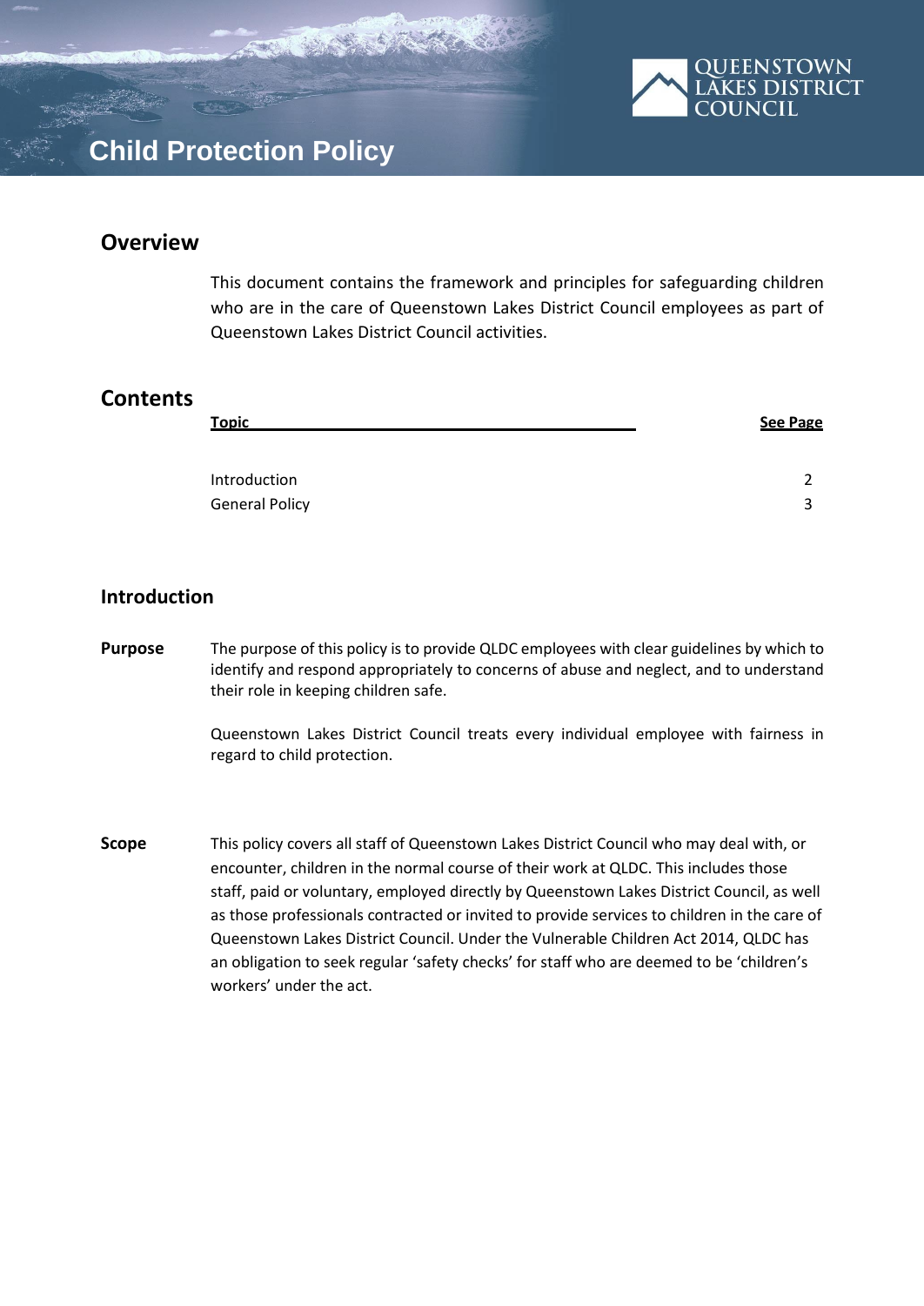# Child Protection Policy

## Overview

This document contains the framework and principles for safeguarding children who are in the care of Queenstown Lakes District Council employees as part of Queenstown Lakes District Council activities.

## Contents

| Topic | See Page |
|---|---|
| Introduction | 2 |
| General Policy | 3 |

## Introduction

**Purpose**

The purpose of this policy is to provide QLDC employees with clear guidelines by which to identify and respond appropriately to concerns of abuse and neglect, and to understand their role in keeping children safe.

Queenstown Lakes District Council treats every individual employee with fairness in regard to child protection.

**Scope**

This policy covers all staff of Queenstown Lakes District Council who may deal with, or encounter, children in the normal course of their work at QLDC. This includes those staff, paid or voluntary, employed directly by Queenstown Lakes District Council, as well as those professionals contracted or invited to provide services to children in the care of Queenstown Lakes District Council. Under the Vulnerable Children Act 2014, QLDC has an obligation to seek regular 'safety checks' for staff who are deemed to be 'children's workers' under the act.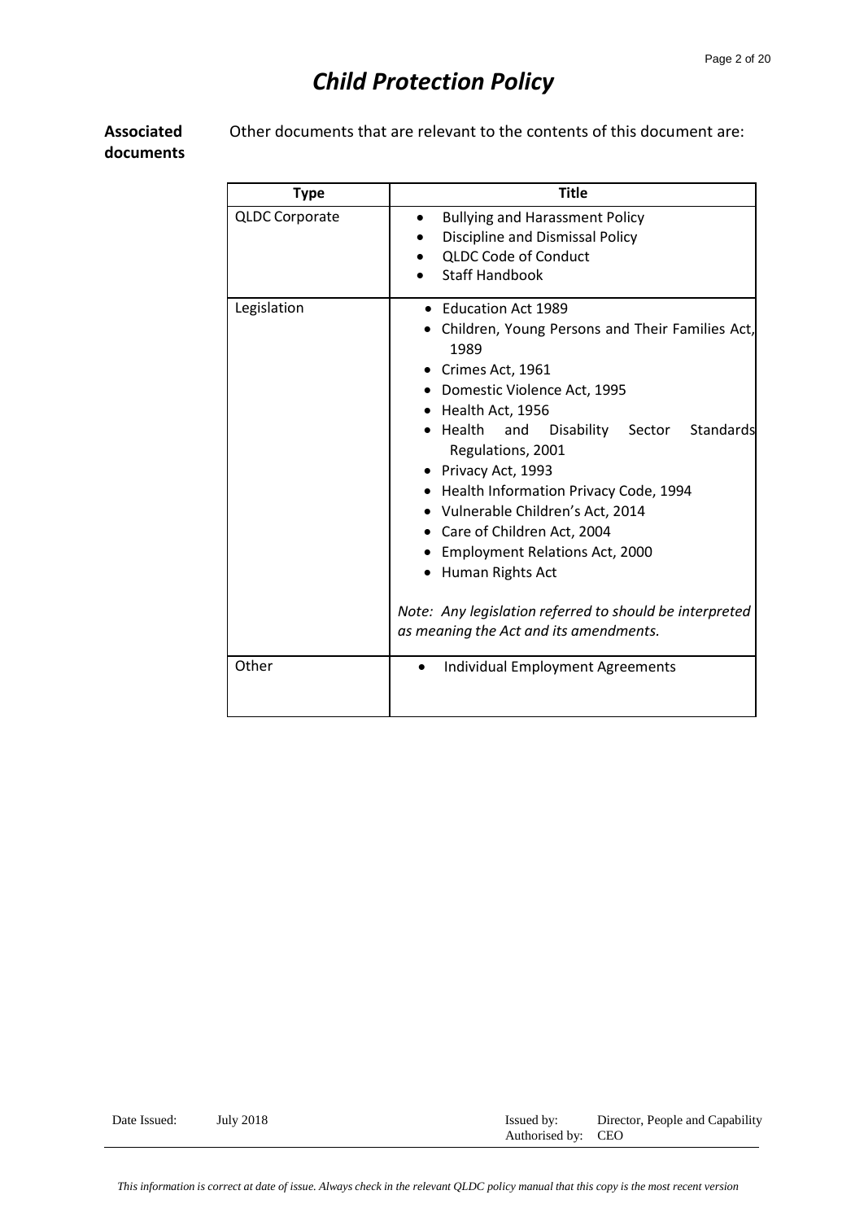# Child Protection Policy

**Associated documents**

Other documents that are relevant to the contents of this document are:

| Type | Title |
|---|---|
| QLDC Corporate | • Bullying and Harassment Policy<br>• Discipline and Dismissal Policy<br>• QLDC Code of Conduct<br>• Staff Handbook |
| Legislation | • Education Act 1989<br>• Children, Young Persons and Their Families Act, 1989<br>• Crimes Act, 1961<br>• Domestic Violence Act, 1995<br>• Health Act, 1956<br>• Health and Disability Sector Standards Regulations, 2001<br>• Privacy Act, 1993<br>• Health Information Privacy Code, 1994<br>• Vulnerable Children's Act, 2014<br>• Care of Children Act, 2004<br>• Employment Relations Act, 2000<br>• Human Rights Act<br><br>*Note: Any legislation referred to should be interpreted as meaning the Act and its amendments.* |
| Other | • Individual Employment Agreements |

Date Issued: July 2018 | Issued by: Director, People and Capability | Authorised by: CEO

*This information is correct at date of issue. Always check in the relevant QLDC policy manual that this copy is the most recent version*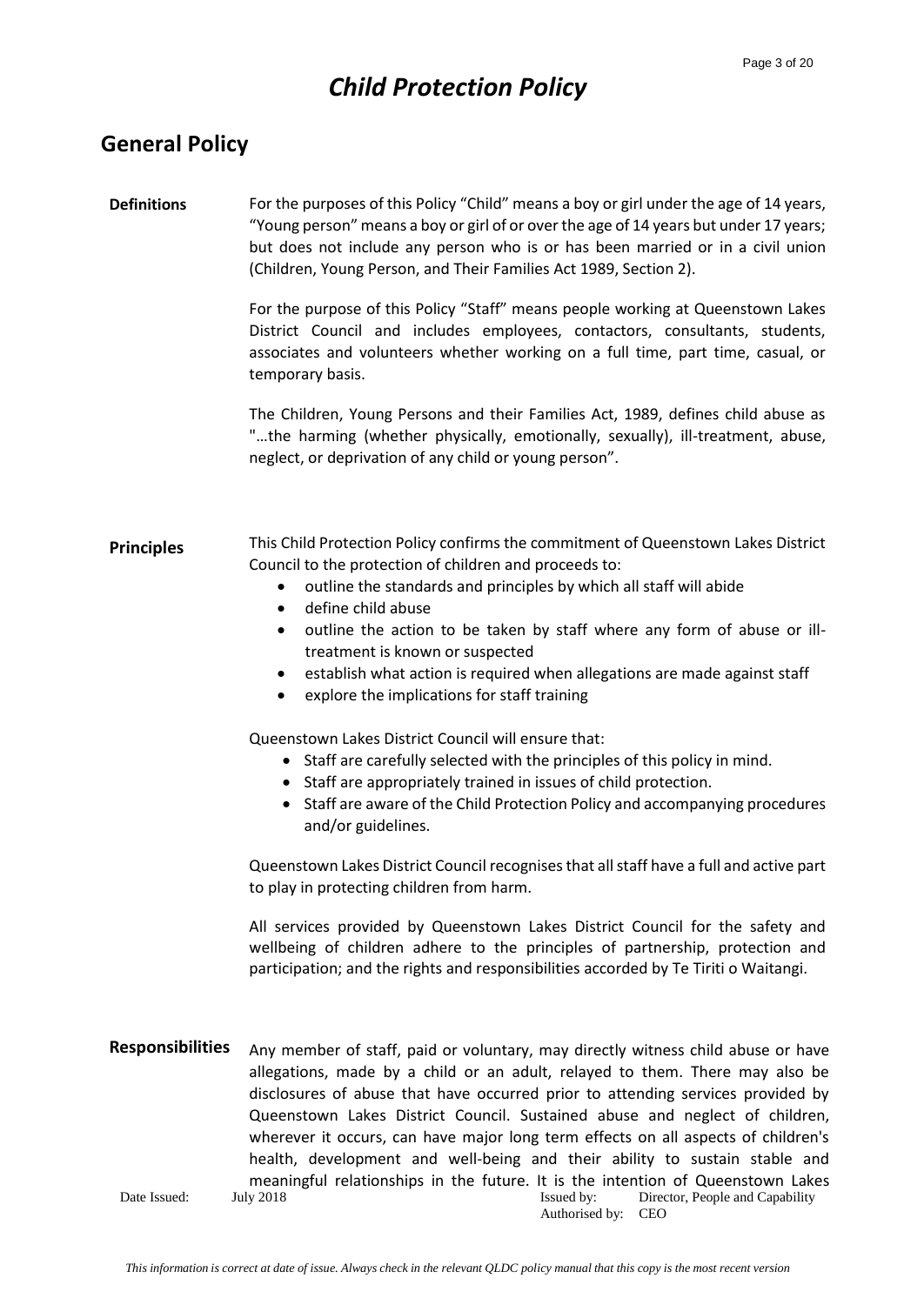# *Child Protection Policy*

## General Policy

**Definitions**

For the purposes of this Policy "Child" means a boy or girl under the age of 14 years, "Young person" means a boy or girl of or over the age of 14 years but under 17 years; but does not include any person who is or has been married or in a civil union (Children, Young Person, and Their Families Act 1989, Section 2).

For the purpose of this Policy "Staff" means people working at Queenstown Lakes District Council and includes employees, contactors, consultants, students, associates and volunteers whether working on a full time, part time, casual, or temporary basis.

The Children, Young Persons and their Families Act, 1989, defines child abuse as "…the harming (whether physically, emotionally, sexually), ill-treatment, abuse, neglect, or deprivation of any child or young person".

**Principles**

This Child Protection Policy confirms the commitment of Queenstown Lakes District Council to the protection of children and proceeds to:

- outline the standards and principles by which all staff will abide
- define child abuse
- outline the action to be taken by staff where any form of abuse or ill-treatment is known or suspected
- establish what action is required when allegations are made against staff
- explore the implications for staff training

Queenstown Lakes District Council will ensure that:

- Staff are carefully selected with the principles of this policy in mind.
- Staff are appropriately trained in issues of child protection.
- Staff are aware of the Child Protection Policy and accompanying procedures and/or guidelines.

Queenstown Lakes District Council recognises that all staff have a full and active part to play in protecting children from harm.

All services provided by Queenstown Lakes District Council for the safety and wellbeing of children adhere to the principles of partnership, protection and participation; and the rights and responsibilities accorded by Te Tiriti o Waitangi.

**Responsibilities**

Any member of staff, paid or voluntary, may directly witness child abuse or have allegations, made by a child or an adult, relayed to them. There may also be disclosures of abuse that have occurred prior to attending services provided by Queenstown Lakes District Council. Sustained abuse and neglect of children, wherever it occurs, can have major long term effects on all aspects of children's health, development and well-being and their ability to sustain stable and meaningful relationships in the future. It is the intention of Queenstown Lakes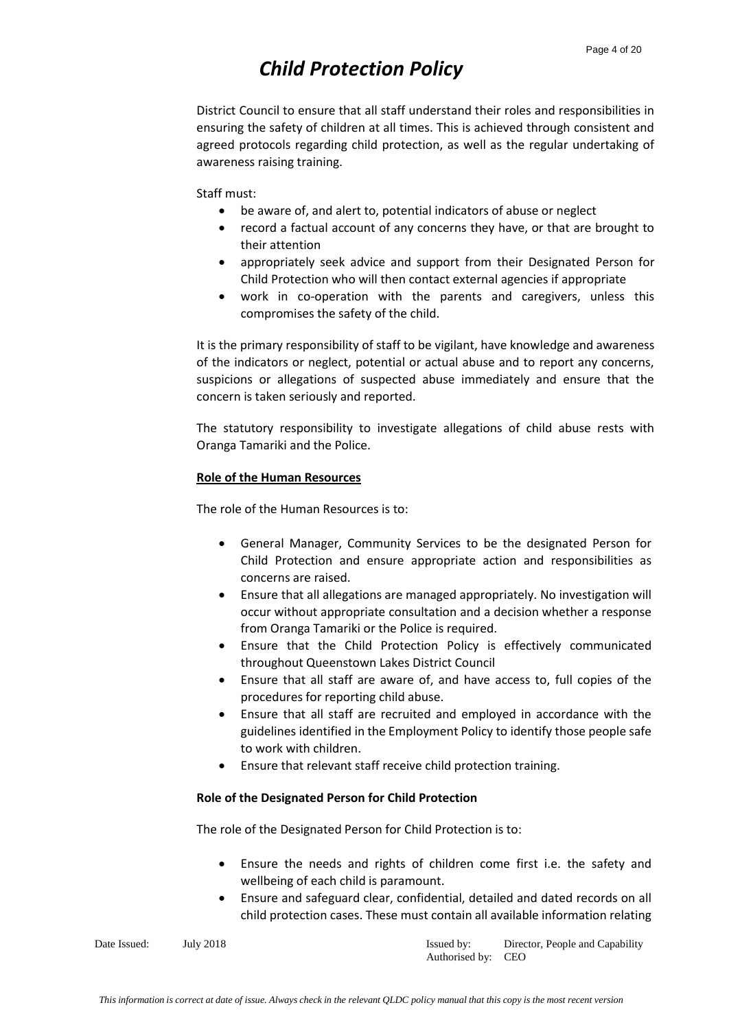District Council to ensure that all staff understand their roles and responsibilities in ensuring the safety of children at all times. This is achieved through consistent and agreed protocols regarding child protection, as well as the regular undertaking of awareness raising training.

Staff must:

- be aware of, and alert to, potential indicators of abuse or neglect
- record a factual account of any concerns they have, or that are brought to their attention
- appropriately seek advice and support from their Designated Person for Child Protection who will then contact external agencies if appropriate
- work in co-operation with the parents and caregivers, unless this compromises the safety of the child.

It is the primary responsibility of staff to be vigilant, have knowledge and awareness of the indicators or neglect, potential or actual abuse and to report any concerns, suspicions or allegations of suspected abuse immediately and ensure that the concern is taken seriously and reported.

The statutory responsibility to investigate allegations of child abuse rests with Oranga Tamariki and the Police.

**Role of the Human Resources**

The role of the Human Resources is to:

- General Manager, Community Services to be the designated Person for Child Protection and ensure appropriate action and responsibilities as concerns are raised.
- Ensure that all allegations are managed appropriately. No investigation will occur without appropriate consultation and a decision whether a response from Oranga Tamariki or the Police is required.
- Ensure that the Child Protection Policy is effectively communicated throughout Queenstown Lakes District Council
- Ensure that all staff are aware of, and have access to, full copies of the procedures for reporting child abuse.
- Ensure that all staff are recruited and employed in accordance with the guidelines identified in the Employment Policy to identify those people safe to work with children.
- Ensure that relevant staff receive child protection training.

**Role of the Designated Person for Child Protection**

The role of the Designated Person for Child Protection is to:

- Ensure the needs and rights of children come first i.e. the safety and wellbeing of each child is paramount.
- Ensure and safeguard clear, confidential, detailed and dated records on all child protection cases. These must contain all available information relating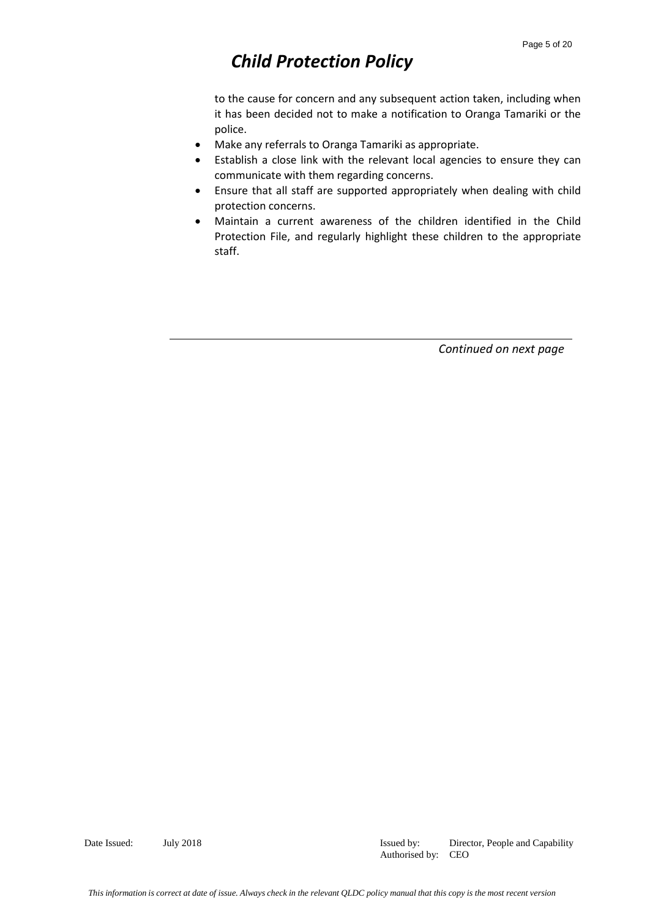to the cause for concern and any subsequent action taken, including when it has been decided not to make a notification to Oranga Tamariki or the police.

- Make any referrals to Oranga Tamariki as appropriate.
- Establish a close link with the relevant local agencies to ensure they can communicate with them regarding concerns.
- Ensure that all staff are supported appropriately when dealing with child protection concerns.
- Maintain a current awareness of the children identified in the Child Protection File, and regularly highlight these children to the appropriate staff.

---

*Continued on next page*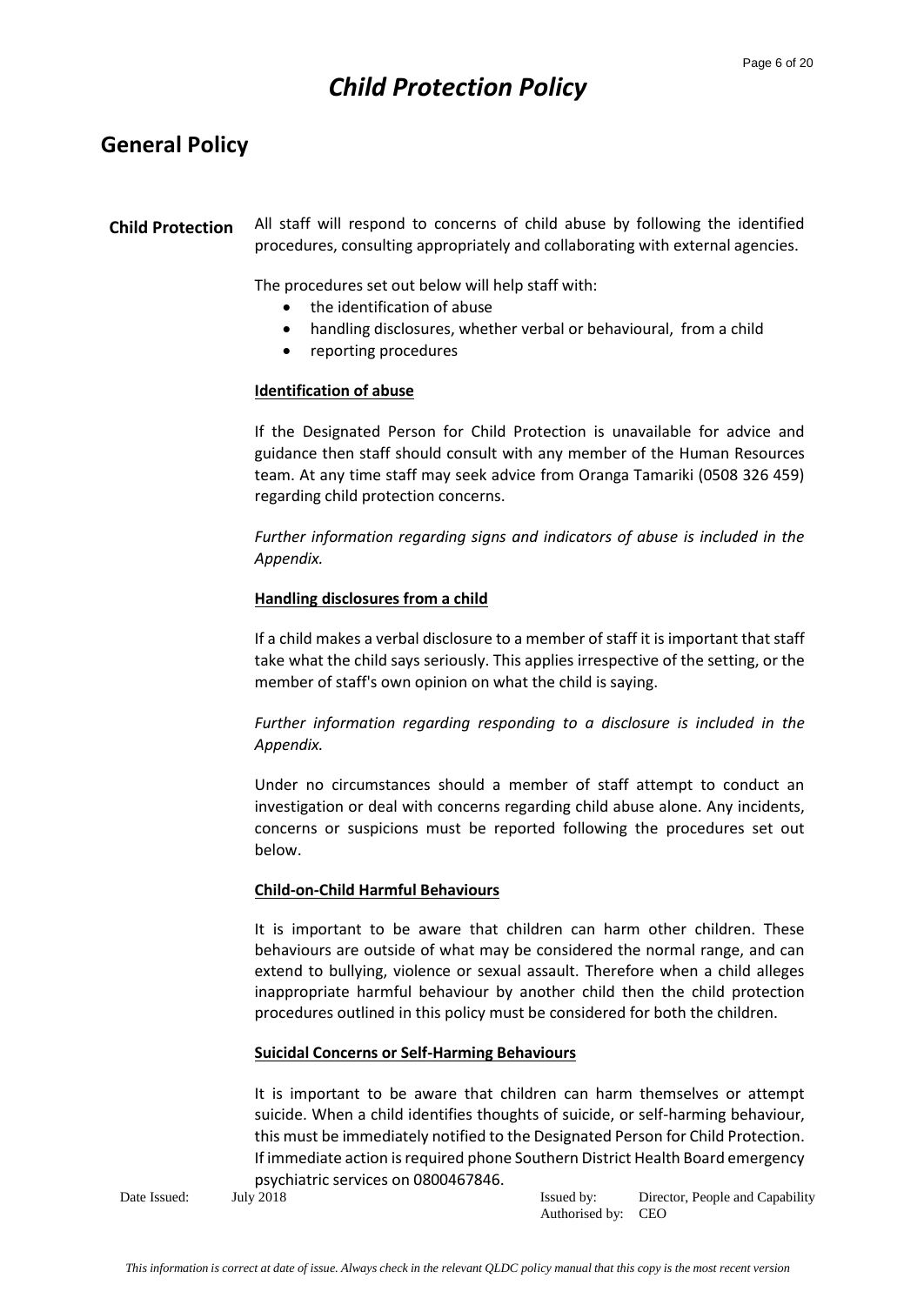# Child Protection Policy

## General Policy

**Child Protection**

All staff will respond to concerns of child abuse by following the identified procedures, consulting appropriately and collaborating with external agencies.

The procedures set out below will help staff with:

- the identification of abuse
- handling disclosures, whether verbal or behavioural, from a child
- reporting procedures

**Identification of abuse**

If the Designated Person for Child Protection is unavailable for advice and guidance then staff should consult with any member of the Human Resources team. At any time staff may seek advice from Oranga Tamariki (0508 326 459) regarding child protection concerns.

*Further information regarding signs and indicators of abuse is included in the Appendix.*

**Handling disclosures from a child**

If a child makes a verbal disclosure to a member of staff it is important that staff take what the child says seriously. This applies irrespective of the setting, or the member of staff's own opinion on what the child is saying.

*Further information regarding responding to a disclosure is included in the Appendix.*

Under no circumstances should a member of staff attempt to conduct an investigation or deal with concerns regarding child abuse alone. Any incidents, concerns or suspicions must be reported following the procedures set out below.

**Child-on-Child Harmful Behaviours**

It is important to be aware that children can harm other children. These behaviours are outside of what may be considered the normal range, and can extend to bullying, violence or sexual assault. Therefore when a child alleges inappropriate harmful behaviour by another child then the child protection procedures outlined in this policy must be considered for both the children.

**Suicidal Concerns or Self-Harming Behaviours**

It is important to be aware that children can harm themselves or attempt suicide. When a child identifies thoughts of suicide, or self-harming behaviour, this must be immediately notified to the Designated Person for Child Protection. If immediate action is required phone Southern District Health Board emergency psychiatric services on 0800467846.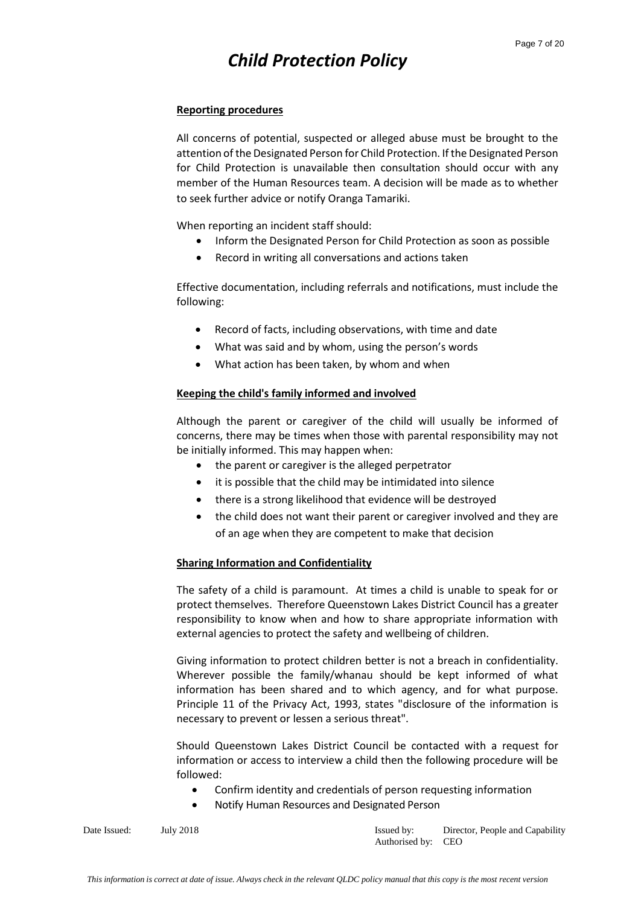**Reporting procedures**

All concerns of potential, suspected or alleged abuse must be brought to the attention of the Designated Person for Child Protection. If the Designated Person for Child Protection is unavailable then consultation should occur with any member of the Human Resources team. A decision will be made as to whether to seek further advice or notify Oranga Tamariki.

When reporting an incident staff should:

- Inform the Designated Person for Child Protection as soon as possible
- Record in writing all conversations and actions taken

Effective documentation, including referrals and notifications, must include the following:

- Record of facts, including observations, with time and date
- What was said and by whom, using the person's words
- What action has been taken, by whom and when

**Keeping the child's family informed and involved**

Although the parent or caregiver of the child will usually be informed of concerns, there may be times when those with parental responsibility may not be initially informed. This may happen when:

- the parent or caregiver is the alleged perpetrator
- it is possible that the child may be intimidated into silence
- there is a strong likelihood that evidence will be destroyed
- the child does not want their parent or caregiver involved and they are of an age when they are competent to make that decision

**Sharing Information and Confidentiality**

The safety of a child is paramount. At times a child is unable to speak for or protect themselves. Therefore Queenstown Lakes District Council has a greater responsibility to know when and how to share appropriate information with external agencies to protect the safety and wellbeing of children.

Giving information to protect children better is not a breach in confidentiality. Wherever possible the family/whanau should be kept informed of what information has been shared and to which agency, and for what purpose. Principle 11 of the Privacy Act, 1993, states "disclosure of the information is necessary to prevent or lessen a serious threat".

Should Queenstown Lakes District Council be contacted with a request for information or access to interview a child then the following procedure will be followed:

- Confirm identity and credentials of person requesting information
- Notify Human Resources and Designated Person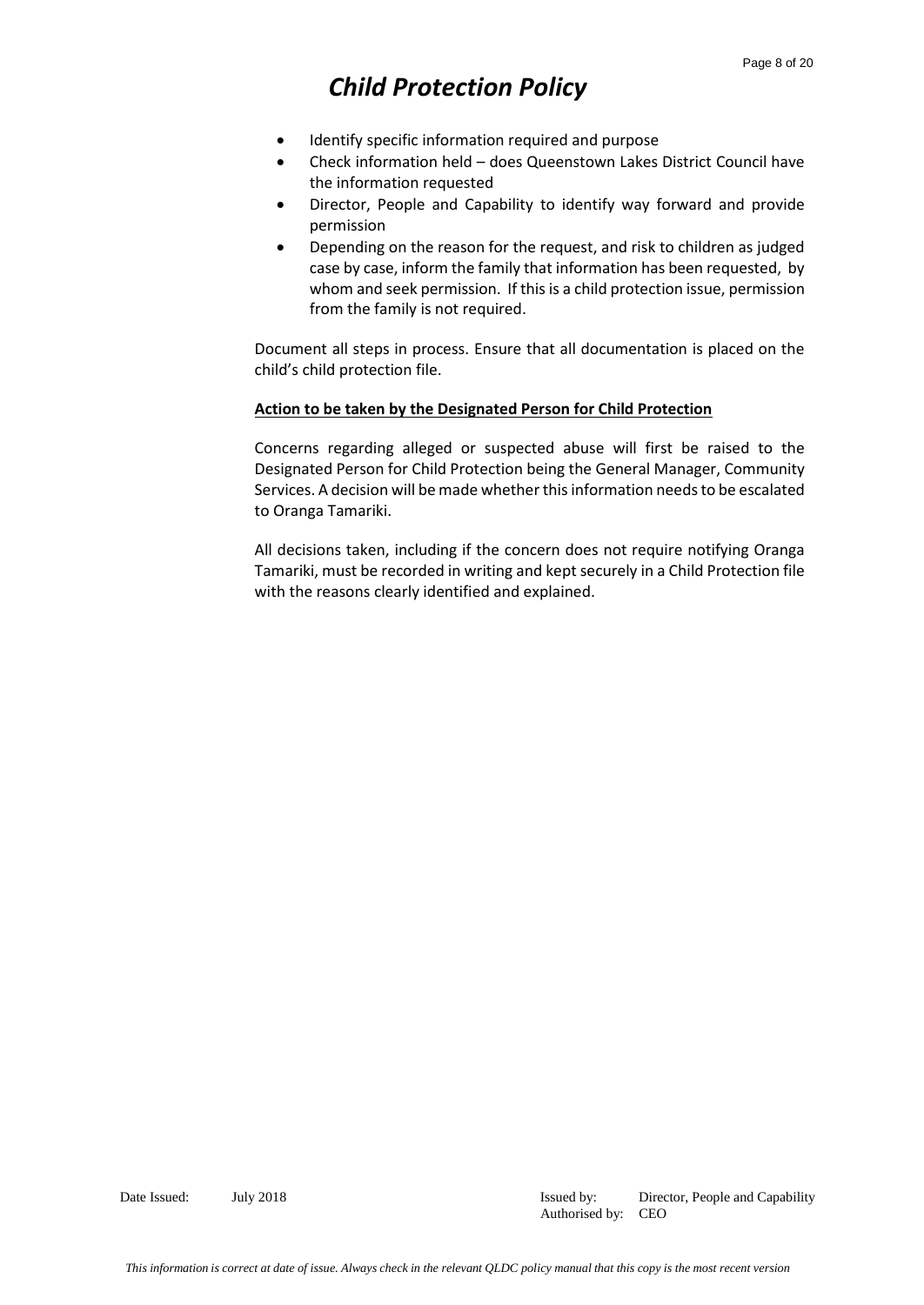- Identify specific information required and purpose
- Check information held – does Queenstown Lakes District Council have the information requested
- Director, People and Capability to identify way forward and provide permission
- Depending on the reason for the request, and risk to children as judged case by case, inform the family that information has been requested, by whom and seek permission. If this is a child protection issue, permission from the family is not required.

Document all steps in process. Ensure that all documentation is placed on the child's child protection file.

**Action to be taken by the Designated Person for Child Protection**

Concerns regarding alleged or suspected abuse will first be raised to the Designated Person for Child Protection being the General Manager, Community Services. A decision will be made whether this information needs to be escalated to Oranga Tamariki.

All decisions taken, including if the concern does not require notifying Oranga Tamariki, must be recorded in writing and kept securely in a Child Protection file with the reasons clearly identified and explained.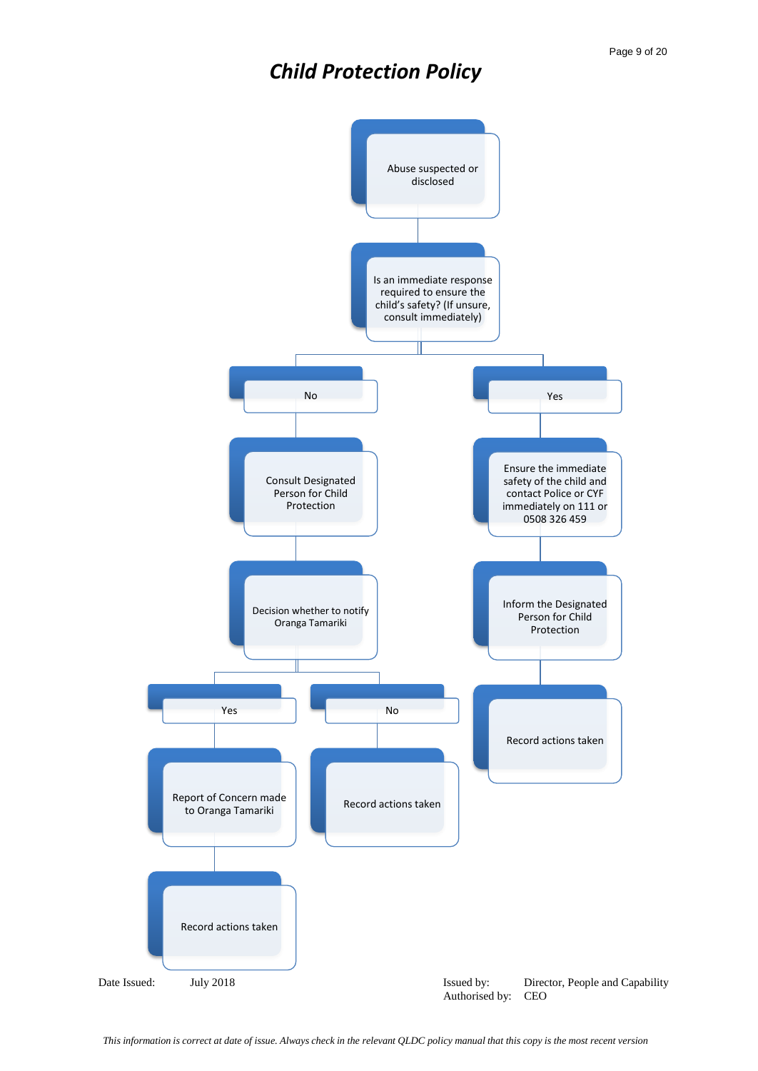# Child Protection Policy

Abuse suspected or disclosed

Is an immediate response required to ensure the child's safety? (If unsure, consult immediately)

**No**

- Consult Designated Person for Child Protection
- Decision whether to notify Oranga Tamariki
  - **Yes**
    - Report of Concern made to Oranga Tamariki
    - Record actions taken
  - **No**
    - Record actions taken

**Yes**

- Ensure the immediate safety of the child and contact Police or CYF immediately on 111 or 0508 326 459
- Inform the Designated Person for Child Protection
- Record actions taken

Date Issued: July 2018

Issued by: Director, People and Capability
Authorised by: CEO

*This information is correct at date of issue. Always check in the relevant QLDC policy manual that this copy is the most recent version*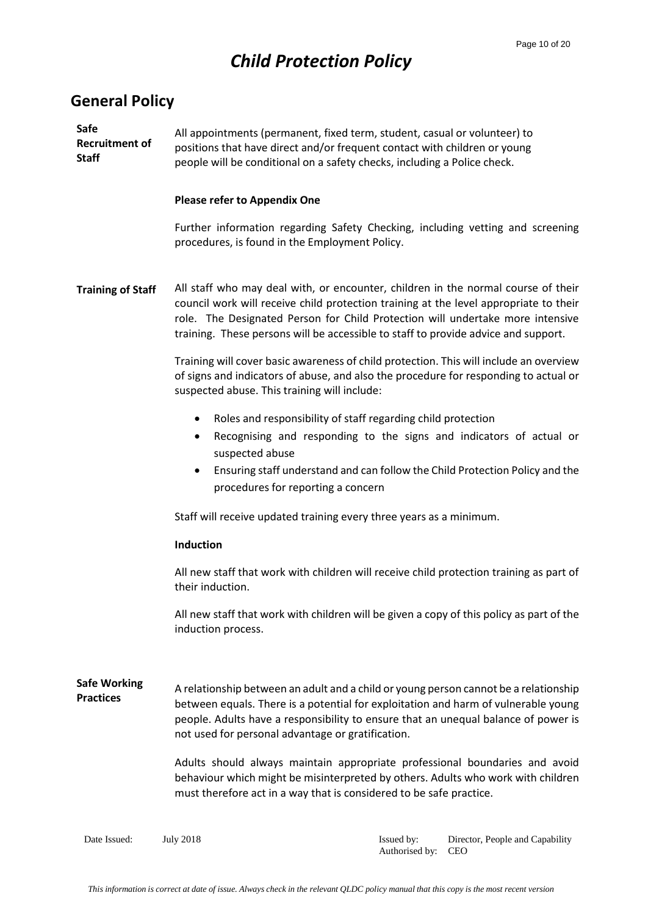# Child Protection Policy

## General Policy

### Safe Recruitment of Staff

All appointments (permanent, fixed term, student, casual or volunteer) to positions that have direct and/or frequent contact with children or young people will be conditional on a safety checks, including a Police check.

**Please refer to Appendix One**

Further information regarding Safety Checking, including vetting and screening procedures, is found in the Employment Policy.

### Training of Staff

All staff who may deal with, or encounter, children in the normal course of their council work will receive child protection training at the level appropriate to their role. The Designated Person for Child Protection will undertake more intensive training. These persons will be accessible to staff to provide advice and support.

Training will cover basic awareness of child protection. This will include an overview of signs and indicators of abuse, and also the procedure for responding to actual or suspected abuse. This training will include:

- Roles and responsibility of staff regarding child protection
- Recognising and responding to the signs and indicators of actual or suspected abuse
- Ensuring staff understand and can follow the Child Protection Policy and the procedures for reporting a concern

Staff will receive updated training every three years as a minimum.

**Induction**

All new staff that work with children will receive child protection training as part of their induction.

All new staff that work with children will be given a copy of this policy as part of the induction process.

### Safe Working Practices

A relationship between an adult and a child or young person cannot be a relationship between equals. There is a potential for exploitation and harm of vulnerable young people. Adults have a responsibility to ensure that an unequal balance of power is not used for personal advantage or gratification.

Adults should always maintain appropriate professional boundaries and avoid behaviour which might be misinterpreted by others. Adults who work with children must therefore act in a way that is considered to be safe practice.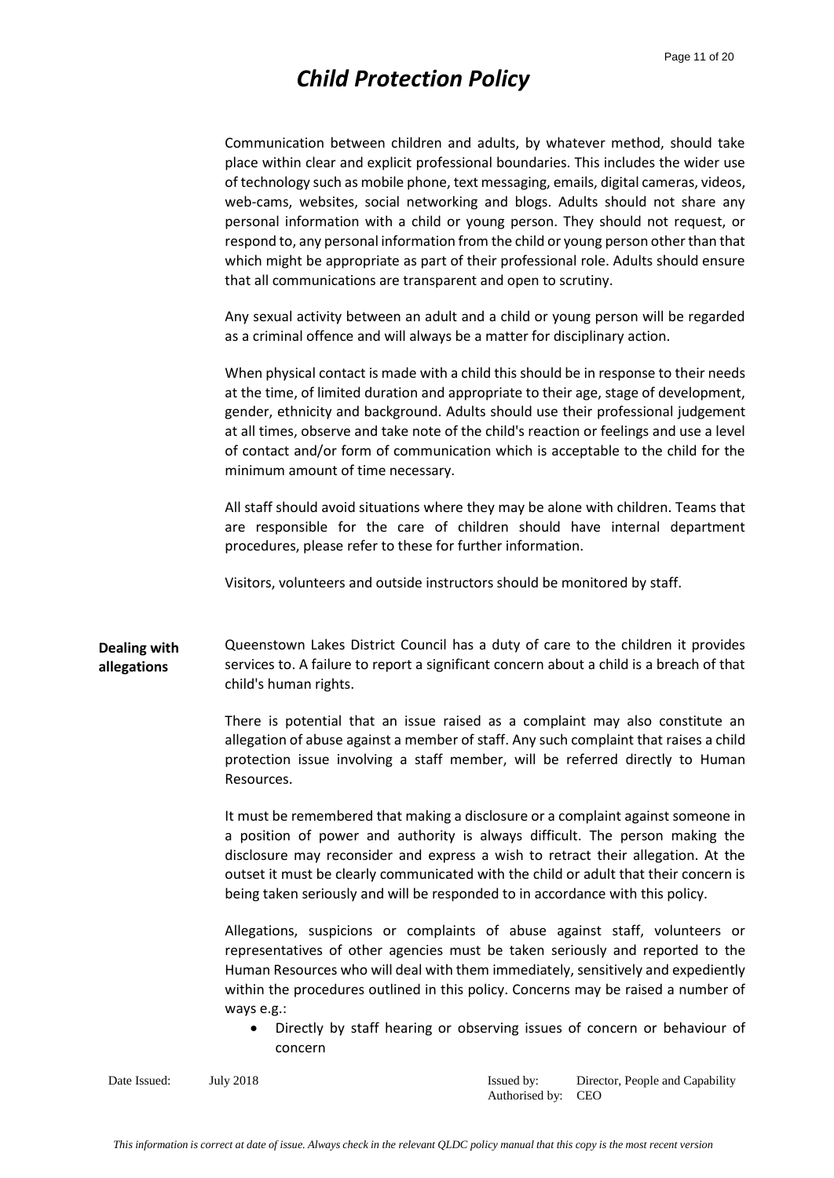Communication between children and adults, by whatever method, should take place within clear and explicit professional boundaries. This includes the wider use of technology such as mobile phone, text messaging, emails, digital cameras, videos, web-cams, websites, social networking and blogs. Adults should not share any personal information with a child or young person. They should not request, or respond to, any personal information from the child or young person other than that which might be appropriate as part of their professional role. Adults should ensure that all communications are transparent and open to scrutiny.

Any sexual activity between an adult and a child or young person will be regarded as a criminal offence and will always be a matter for disciplinary action.

When physical contact is made with a child this should be in response to their needs at the time, of limited duration and appropriate to their age, stage of development, gender, ethnicity and background. Adults should use their professional judgement at all times, observe and take note of the child's reaction or feelings and use a level of contact and/or form of communication which is acceptable to the child for the minimum amount of time necessary.

All staff should avoid situations where they may be alone with children. Teams that are responsible for the care of children should have internal department procedures, please refer to these for further information.

Visitors, volunteers and outside instructors should be monitored by staff.

**Dealing with allegations**

Queenstown Lakes District Council has a duty of care to the children it provides services to. A failure to report a significant concern about a child is a breach of that child's human rights.

There is potential that an issue raised as a complaint may also constitute an allegation of abuse against a member of staff. Any such complaint that raises a child protection issue involving a staff member, will be referred directly to Human Resources.

It must be remembered that making a disclosure or a complaint against someone in a position of power and authority is always difficult. The person making the disclosure may reconsider and express a wish to retract their allegation. At the outset it must be clearly communicated with the child or adult that their concern is being taken seriously and will be responded to in accordance with this policy.

Allegations, suspicions or complaints of abuse against staff, volunteers or representatives of other agencies must be taken seriously and reported to the Human Resources who will deal with them immediately, sensitively and expediently within the procedures outlined in this policy. Concerns may be raised a number of ways e.g.:

- Directly by staff hearing or observing issues of concern or behaviour of concern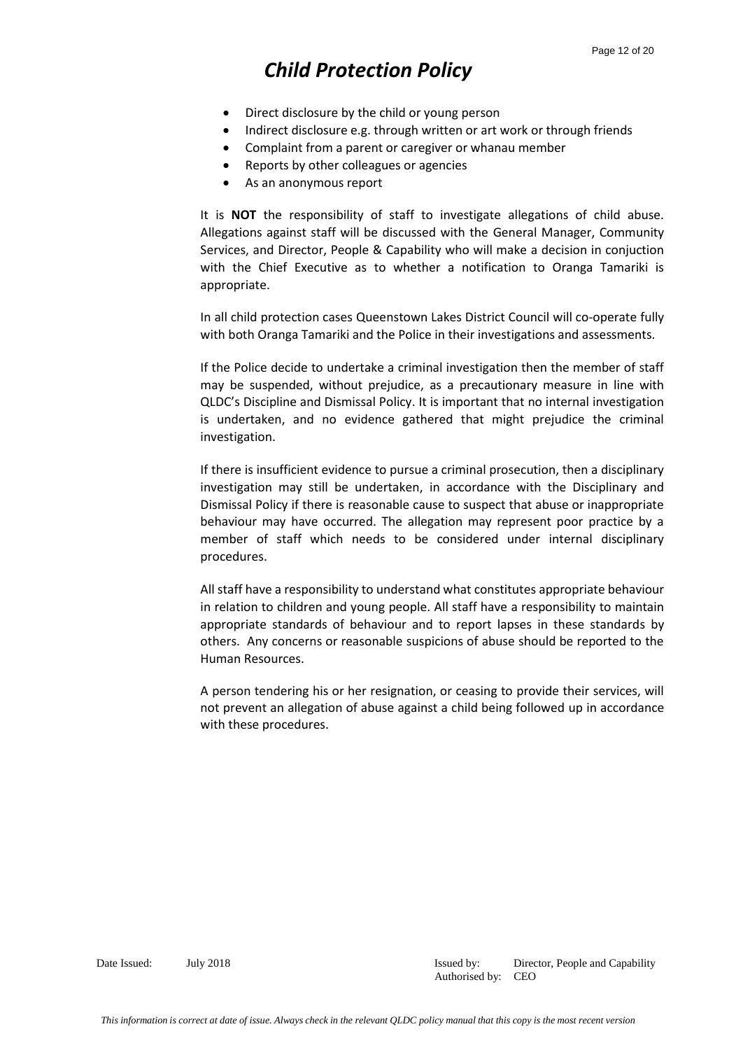- Direct disclosure by the child or young person
- Indirect disclosure e.g. through written or art work or through friends
- Complaint from a parent or caregiver or whanau member
- Reports by other colleagues or agencies
- As an anonymous report

It is **NOT** the responsibility of staff to investigate allegations of child abuse. Allegations against staff will be discussed with the General Manager, Community Services, and Director, People & Capability who will make a decision in conjuction with the Chief Executive as to whether a notification to Oranga Tamariki is appropriate.

In all child protection cases Queenstown Lakes District Council will co-operate fully with both Oranga Tamariki and the Police in their investigations and assessments.

If the Police decide to undertake a criminal investigation then the member of staff may be suspended, without prejudice, as a precautionary measure in line with QLDC's Discipline and Dismissal Policy. It is important that no internal investigation is undertaken, and no evidence gathered that might prejudice the criminal investigation.

If there is insufficient evidence to pursue a criminal prosecution, then a disciplinary investigation may still be undertaken, in accordance with the Disciplinary and Dismissal Policy if there is reasonable cause to suspect that abuse or inappropriate behaviour may have occurred. The allegation may represent poor practice by a member of staff which needs to be considered under internal disciplinary procedures.

All staff have a responsibility to understand what constitutes appropriate behaviour in relation to children and young people. All staff have a responsibility to maintain appropriate standards of behaviour and to report lapses in these standards by others. Any concerns or reasonable suspicions of abuse should be reported to the Human Resources.

A person tendering his or her resignation, or ceasing to provide their services, will not prevent an allegation of abuse against a child being followed up in accordance with these procedures.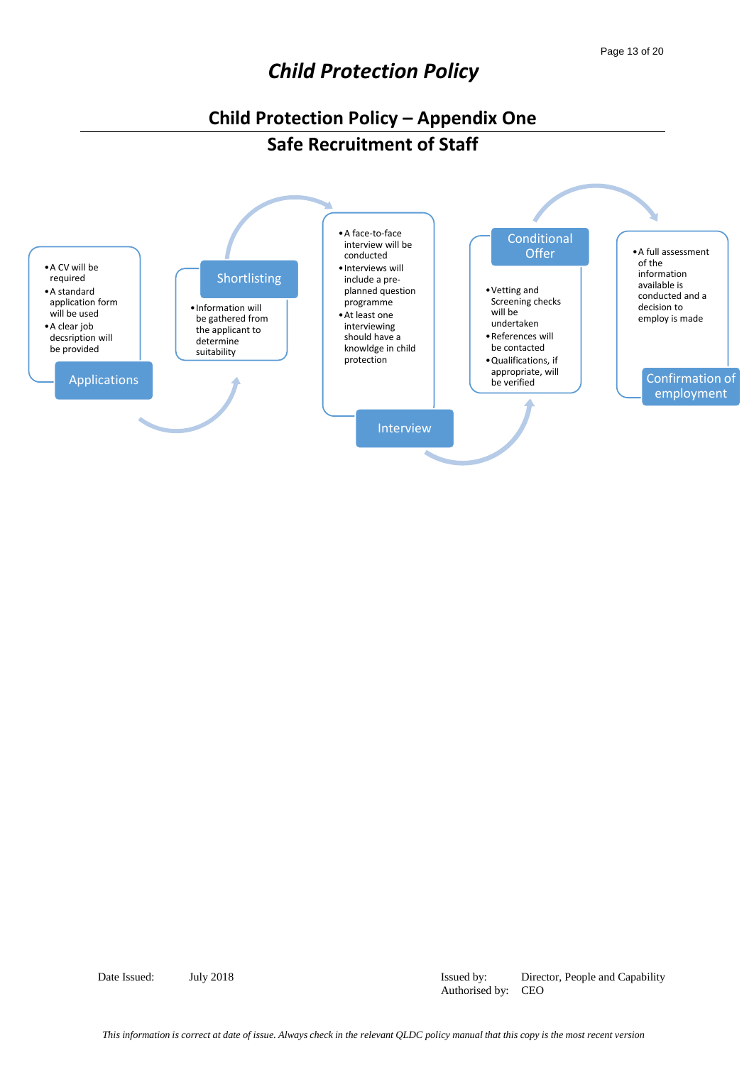# Child Protection Policy

## Child Protection Policy – Appendix One

## Safe Recruitment of Staff

**Applications**

- A CV will be required
- A standard application form will be used
- A clear job decsription will be provided

**Shortlisting**

- Information will be gathered from the applicant to determine suitability

**Interview**

- A face-to-face interview will be conducted
- Interviews will include a pre-planned question programme
- At least one interviewing should have a knowldge in child protection

**Conditional Offer**

- Vetting and Screening checks will be undertaken
- References will be contacted
- Qualifications, if appropriate, will be verified

**Confirmation of employment**

- A full assessment of the information available is conducted and a decision to employ is made

Date Issued: July 2018

Issued by: Director, People and Capability
Authorised by: CEO

*This information is correct at date of issue. Always check in the relevant QLDC policy manual that this copy is the most recent version*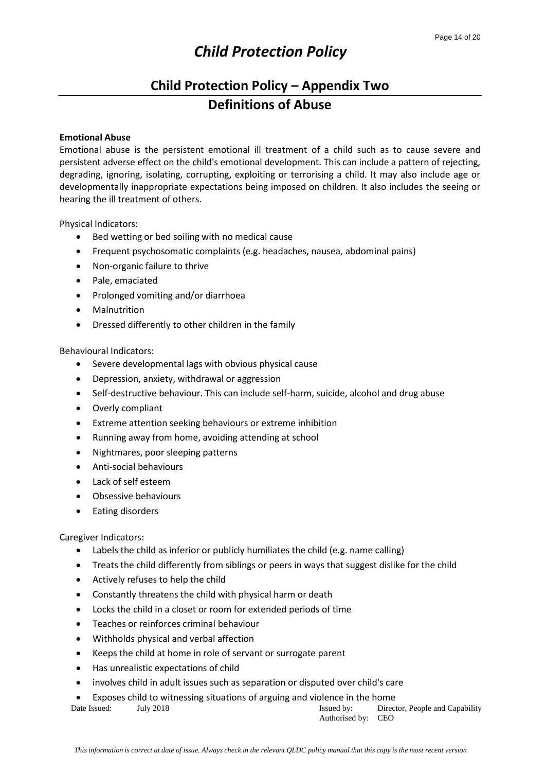# Child Protection Policy

## Child Protection Policy – Appendix Two

## Definitions of Abuse

**Emotional Abuse**

Emotional abuse is the persistent emotional ill treatment of a child such as to cause severe and persistent adverse effect on the child's emotional development. This can include a pattern of rejecting, degrading, ignoring, isolating, corrupting, exploiting or terrorising a child. It may also include age or developmentally inappropriate expectations being imposed on children. It also includes the seeing or hearing the ill treatment of others.

Physical Indicators:

- Bed wetting or bed soiling with no medical cause
- Frequent psychosomatic complaints (e.g. headaches, nausea, abdominal pains)
- Non-organic failure to thrive
- Pale, emaciated
- Prolonged vomiting and/or diarrhoea
- Malnutrition
- Dressed differently to other children in the family

Behavioural Indicators:

- Severe developmental lags with obvious physical cause
- Depression, anxiety, withdrawal or aggression
- Self-destructive behaviour. This can include self-harm, suicide, alcohol and drug abuse
- Overly compliant
- Extreme attention seeking behaviours or extreme inhibition
- Running away from home, avoiding attending at school
- Nightmares, poor sleeping patterns
- Anti-social behaviours
- Lack of self esteem
- Obsessive behaviours
- Eating disorders

Caregiver Indicators:

- Labels the child as inferior or publicly humiliates the child (e.g. name calling)
- Treats the child differently from siblings or peers in ways that suggest dislike for the child
- Actively refuses to help the child
- Constantly threatens the child with physical harm or death
- Locks the child in a closet or room for extended periods of time
- Teaches or reinforces criminal behaviour
- Withholds physical and verbal affection
- Keeps the child at home in role of servant or surrogate parent
- Has unrealistic expectations of child
- involves child in adult issues such as separation or disputed over child's care
- Exposes child to witnessing situations of arguing and violence in the home

Date Issued: July 2018 | Issued by: Director, People and Capability | Authorised by: CEO

*This information is correct at date of issue. Always check in the relevant QLDC policy manual that this copy is the most recent version*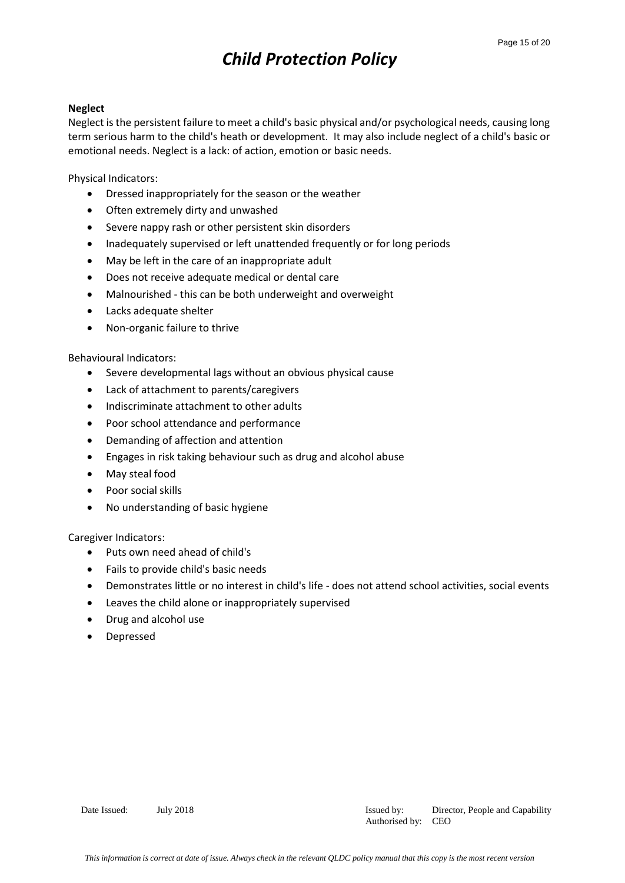**Neglect**

Neglect is the persistent failure to meet a child's basic physical and/or psychological needs, causing long term serious harm to the child's heath or development. It may also include neglect of a child's basic or emotional needs. Neglect is a lack: of action, emotion or basic needs.

Physical Indicators:

- Dressed inappropriately for the season or the weather
- Often extremely dirty and unwashed
- Severe nappy rash or other persistent skin disorders
- Inadequately supervised or left unattended frequently or for long periods
- May be left in the care of an inappropriate adult
- Does not receive adequate medical or dental care
- Malnourished - this can be both underweight and overweight
- Lacks adequate shelter
- Non-organic failure to thrive

Behavioural Indicators:

- Severe developmental lags without an obvious physical cause
- Lack of attachment to parents/caregivers
- Indiscriminate attachment to other adults
- Poor school attendance and performance
- Demanding of affection and attention
- Engages in risk taking behaviour such as drug and alcohol abuse
- May steal food
- Poor social skills
- No understanding of basic hygiene

Caregiver Indicators:

- Puts own need ahead of child's
- Fails to provide child's basic needs
- Demonstrates little or no interest in child's life - does not attend school activities, social events
- Leaves the child alone or inappropriately supervised
- Drug and alcohol use
- Depressed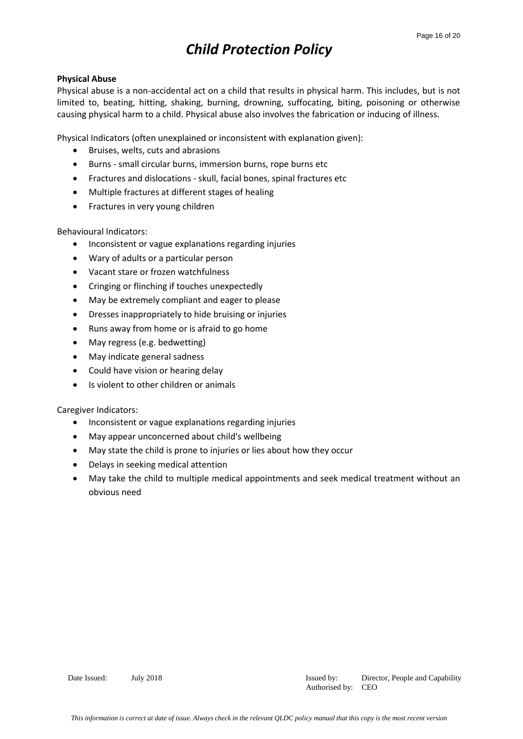**Physical Abuse**

Physical abuse is a non-accidental act on a child that results in physical harm. This includes, but is not limited to, beating, hitting, shaking, burning, drowning, suffocating, biting, poisoning or otherwise causing physical harm to a child. Physical abuse also involves the fabrication or inducing of illness.

Physical Indicators (often unexplained or inconsistent with explanation given):

- Bruises, welts, cuts and abrasions
- Burns - small circular burns, immersion burns, rope burns etc
- Fractures and dislocations - skull, facial bones, spinal fractures etc
- Multiple fractures at different stages of healing
- Fractures in very young children

Behavioural Indicators:

- Inconsistent or vague explanations regarding injuries
- Wary of adults or a particular person
- Vacant stare or frozen watchfulness
- Cringing or flinching if touches unexpectedly
- May be extremely compliant and eager to please
- Dresses inappropriately to hide bruising or injuries
- Runs away from home or is afraid to go home
- May regress (e.g. bedwetting)
- May indicate general sadness
- Could have vision or hearing delay
- Is violent to other children or animals

Caregiver Indicators:

- Inconsistent or vague explanations regarding injuries
- May appear unconcerned about child's wellbeing
- May state the child is prone to injuries or lies about how they occur
- Delays in seeking medical attention
- May take the child to multiple medical appointments and seek medical treatment without an obvious need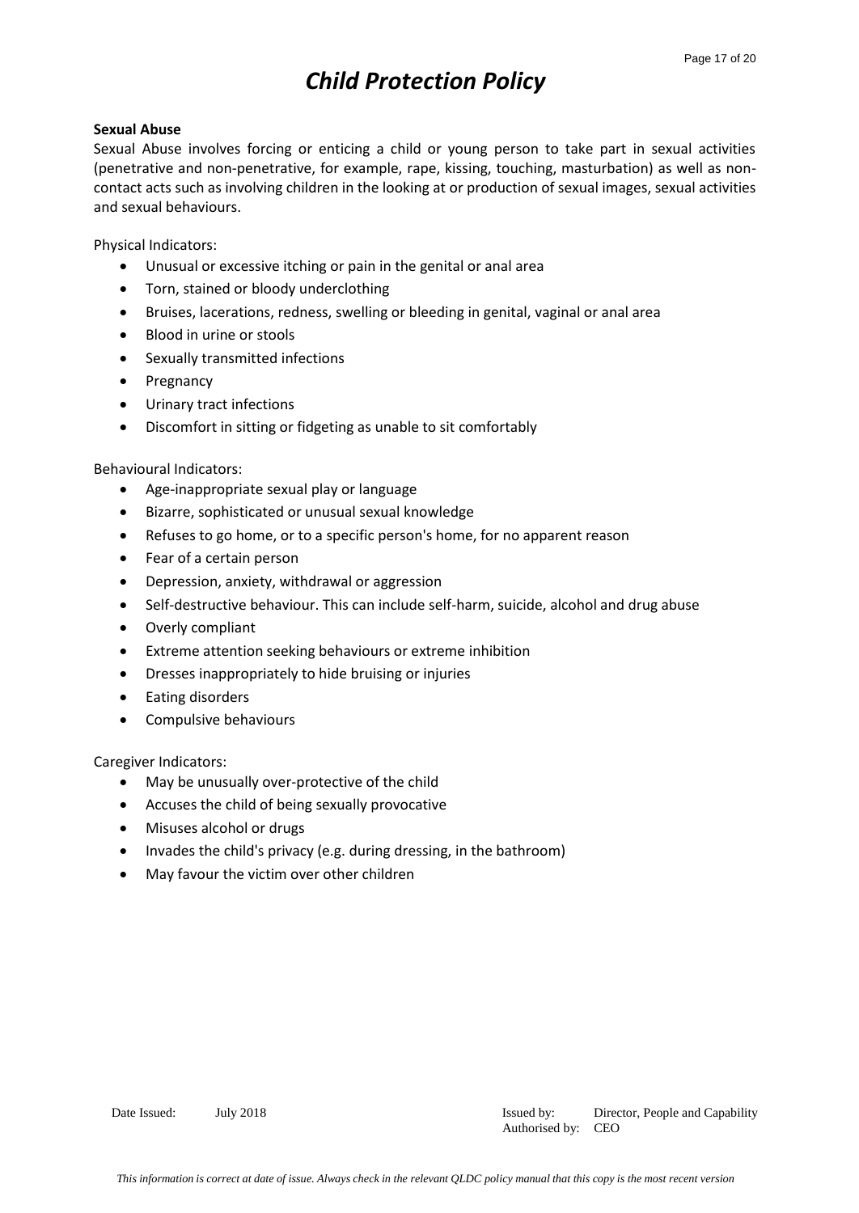**Sexual Abuse**

Sexual Abuse involves forcing or enticing a child or young person to take part in sexual activities (penetrative and non-penetrative, for example, rape, kissing, touching, masturbation) as well as non-contact acts such as involving children in the looking at or production of sexual images, sexual activities and sexual behaviours.

Physical Indicators:

- Unusual or excessive itching or pain in the genital or anal area
- Torn, stained or bloody underclothing
- Bruises, lacerations, redness, swelling or bleeding in genital, vaginal or anal area
- Blood in urine or stools
- Sexually transmitted infections
- Pregnancy
- Urinary tract infections
- Discomfort in sitting or fidgeting as unable to sit comfortably

Behavioural Indicators:

- Age-inappropriate sexual play or language
- Bizarre, sophisticated or unusual sexual knowledge
- Refuses to go home, or to a specific person's home, for no apparent reason
- Fear of a certain person
- Depression, anxiety, withdrawal or aggression
- Self-destructive behaviour. This can include self-harm, suicide, alcohol and drug abuse
- Overly compliant
- Extreme attention seeking behaviours or extreme inhibition
- Dresses inappropriately to hide bruising or injuries
- Eating disorders
- Compulsive behaviours

Caregiver Indicators:

- May be unusually over-protective of the child
- Accuses the child of being sexually provocative
- Misuses alcohol or drugs
- Invades the child's privacy (e.g. during dressing, in the bathroom)
- May favour the victim over other children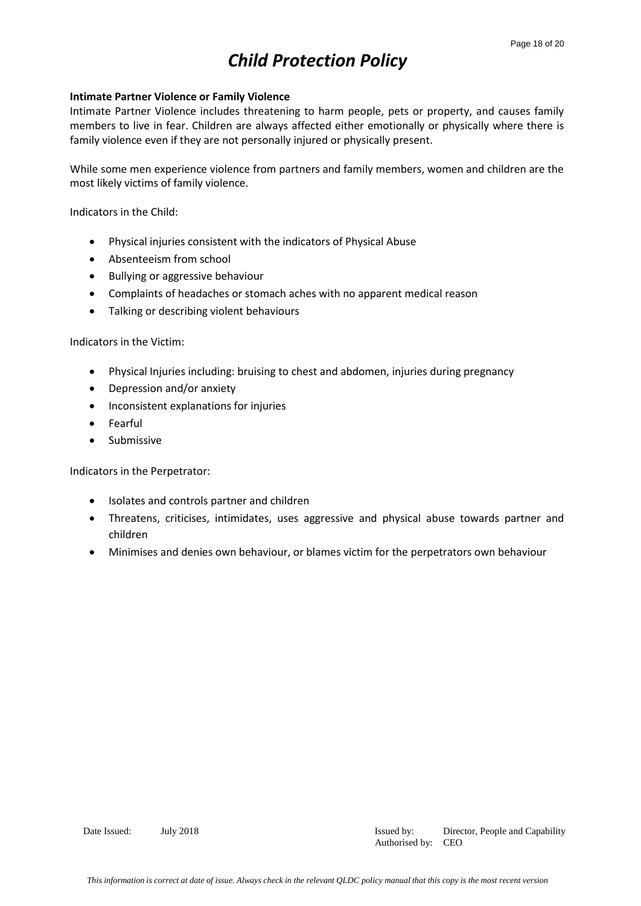**Intimate Partner Violence or Family Violence**

Intimate Partner Violence includes threatening to harm people, pets or property, and causes family members to live in fear. Children are always affected either emotionally or physically where there is family violence even if they are not personally injured or physically present.

While some men experience violence from partners and family members, women and children are the most likely victims of family violence.

Indicators in the Child:

- Physical injuries consistent with the indicators of Physical Abuse
- Absenteeism from school
- Bullying or aggressive behaviour
- Complaints of headaches or stomach aches with no apparent medical reason
- Talking or describing violent behaviours

Indicators in the Victim:

- Physical Injuries including: bruising to chest and abdomen, injuries during pregnancy
- Depression and/or anxiety
- Inconsistent explanations for injuries
- Fearful
- Submissive

Indicators in the Perpetrator:

- Isolates and controls partner and children
- Threatens, criticises, intimidates, uses aggressive and physical abuse towards partner and children
- Minimises and denies own behaviour, or blames victim for the perpetrators own behaviour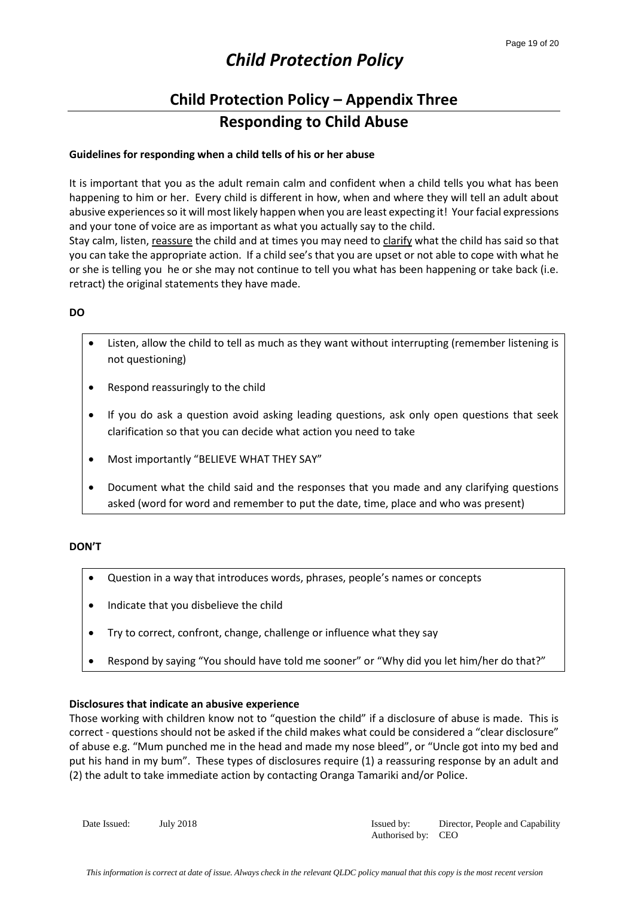# Child Protection Policy

## Child Protection Policy – Appendix Three

## Responding to Child Abuse

**Guidelines for responding when a child tells of his or her abuse**

It is important that you as the adult remain calm and confident when a child tells you what has been happening to him or her. Every child is different in how, when and where they will tell an adult about abusive experiences so it will most likely happen when you are least expecting it! Your facial expressions and your tone of voice are as important as what you actually say to the child.

Stay calm, listen, reassure the child and at times you may need to clarify what the child has said so that you can take the appropriate action. If a child see's that you are upset or not able to cope with what he or she is telling you he or she may not continue to tell you what has been happening or take back (i.e. retract) the original statements they have made.

**DO**

- Listen, allow the child to tell as much as they want without interrupting (remember listening is not questioning)
- Respond reassuringly to the child
- If you do ask a question avoid asking leading questions, ask only open questions that seek clarification so that you can decide what action you need to take
- Most importantly "BELIEVE WHAT THEY SAY"
- Document what the child said and the responses that you made and any clarifying questions asked (word for word and remember to put the date, time, place and who was present)

**DON'T**

- Question in a way that introduces words, phrases, people's names or concepts
- Indicate that you disbelieve the child
- Try to correct, confront, change, challenge or influence what they say
- Respond by saying "You should have told me sooner" or "Why did you let him/her do that?"

**Disclosures that indicate an abusive experience**

Those working with children know not to "question the child" if a disclosure of abuse is made. This is correct - questions should not be asked if the child makes what could be considered a "clear disclosure" of abuse e.g. "Mum punched me in the head and made my nose bleed", or "Uncle got into my bed and put his hand in my bum". These types of disclosures require (1) a reassuring response by an adult and (2) the adult to take immediate action by contacting Oranga Tamariki and/or Police.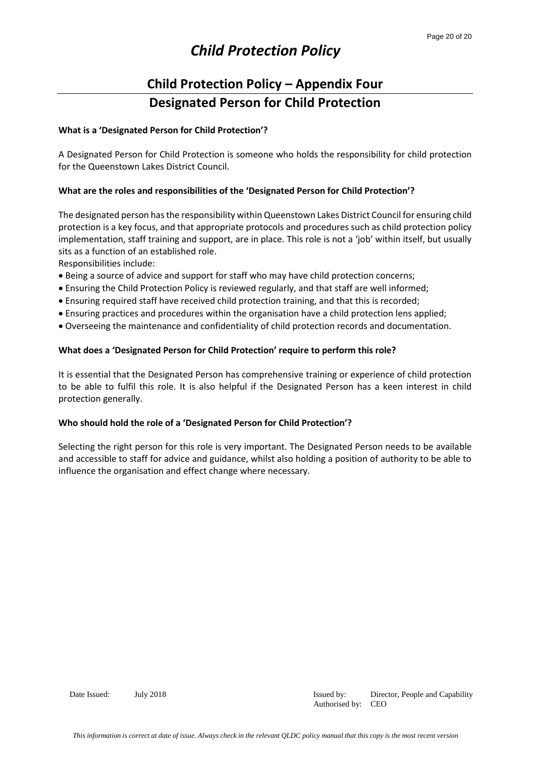# Child Protection Policy – Appendix Four

## Designated Person for Child Protection

**What is a 'Designated Person for Child Protection'?**

A Designated Person for Child Protection is someone who holds the responsibility for child protection for the Queenstown Lakes District Council.

**What are the roles and responsibilities of the 'Designated Person for Child Protection'?**

The designated person has the responsibility within Queenstown Lakes District Council for ensuring child protection is a key focus, and that appropriate protocols and procedures such as child protection policy implementation, staff training and support, are in place. This role is not a 'job' within itself, but usually sits as a function of an established role.

Responsibilities include:

- Being a source of advice and support for staff who may have child protection concerns;
- Ensuring the Child Protection Policy is reviewed regularly, and that staff are well informed;
- Ensuring required staff have received child protection training, and that this is recorded;
- Ensuring practices and procedures within the organisation have a child protection lens applied;
- Overseeing the maintenance and confidentiality of child protection records and documentation.

**What does a 'Designated Person for Child Protection' require to perform this role?**

It is essential that the Designated Person has comprehensive training or experience of child protection to be able to fulfil this role. It is also helpful if the Designated Person has a keen interest in child protection generally.

**Who should hold the role of a 'Designated Person for Child Protection'?**

Selecting the right person for this role is very important. The Designated Person needs to be available and accessible to staff for advice and guidance, whilst also holding a position of authority to be able to influence the organisation and effect change where necessary.